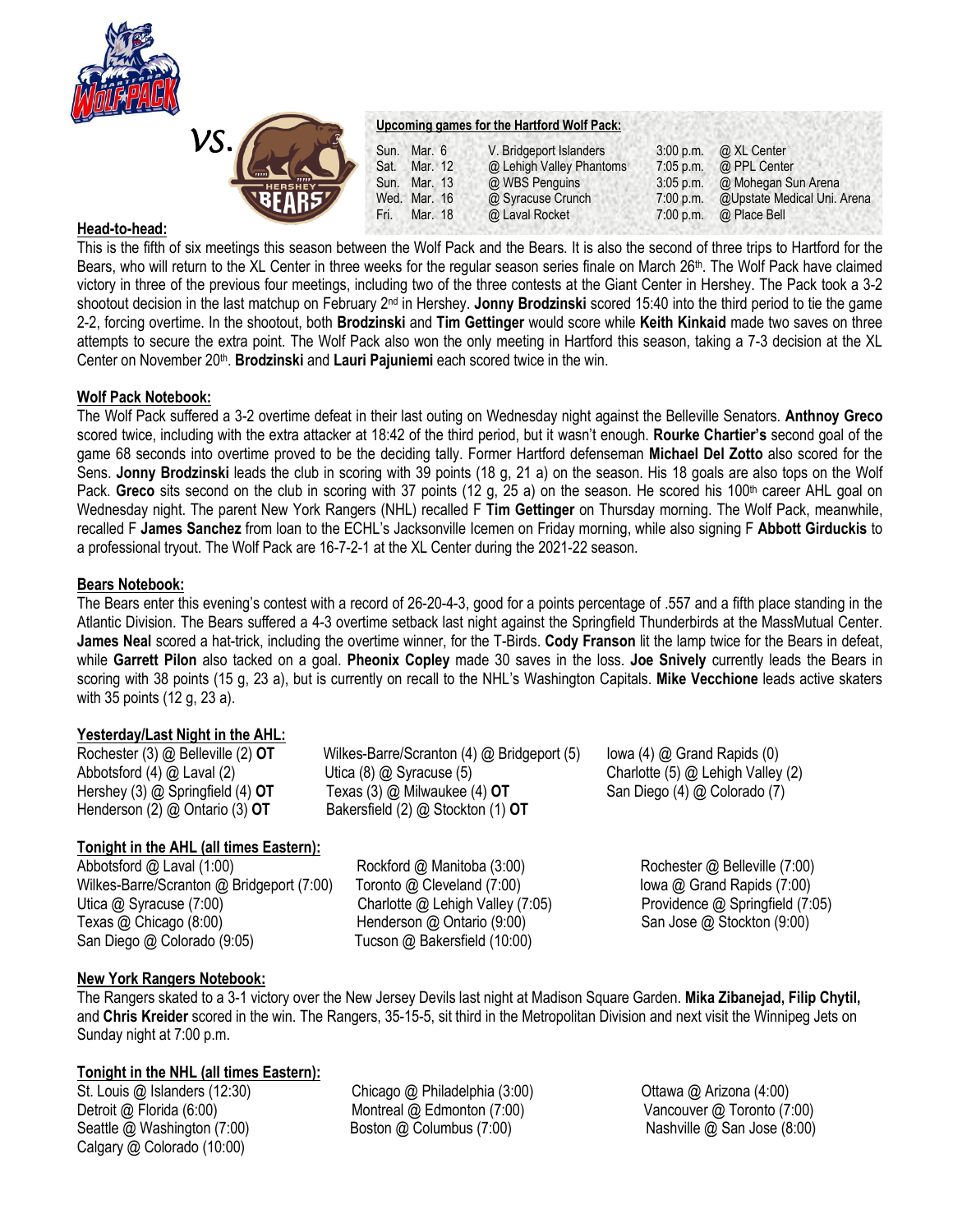VS.

**Upcoming games for the Hartford Wolf Pack:**

| | | | | |
|---|---|---|---|---|
| Sun. | Mar. 6 | V. Bridgeport Islanders | 3:00 p.m. | @ XL Center |
| Sat. | Mar. 12 | @ Lehigh Valley Phantoms | 7:05 p.m. | @ PPL Center |
| Sun. | Mar. 13 | @ WBS Penguins | 3:05 p.m. | @ Mohegan Sun Arena |
| Wed. | Mar. 16 | @ Syracuse Crunch | 7:00 p.m. | @Upstate Medical Uni. Arena |
| Fri. | Mar. 18 | @ Laval Rocket | 7:00 p.m. | @ Place Bell |

**Head-to-head:**

This is the fifth of six meetings this season between the Wolf Pack and the Bears. It is also the second of three trips to Hartford for the Bears, who will return to the XL Center in three weeks for the regular season series finale on March 26th. The Wolf Pack have claimed victory in three of the previous four meetings, including two of the three contests at the Giant Center in Hershey. The Pack took a 3-2 shootout decision in the last matchup on February 2nd in Hershey. **Jonny Brodzinski** scored 15:40 into the third period to tie the game 2-2, forcing overtime. In the shootout, both **Brodzinski** and **Tim Gettinger** would score while **Keith Kinkaid** made two saves on three attempts to secure the extra point. The Wolf Pack also won the only meeting in Hartford this season, taking a 7-3 decision at the XL Center on November 20th. **Brodzinski** and **Lauri Pajuniemi** each scored twice in the win.

**Wolf Pack Notebook:**

The Wolf Pack suffered a 3-2 overtime defeat in their last outing on Wednesday night against the Belleville Senators. **Anthnoy Greco** scored twice, including with the extra attacker at 18:42 of the third period, but it wasn't enough. **Rourke Chartier's** second goal of the game 68 seconds into overtime proved to be the deciding tally. Former Hartford defenseman **Michael Del Zotto** also scored for the Sens. **Jonny Brodzinski** leads the club in scoring with 39 points (18 g, 21 a) on the season. His 18 goals are also tops on the Wolf Pack. **Greco** sits second on the club in scoring with 37 points (12 g, 25 a) on the season. He scored his 100th career AHL goal on Wednesday night. The parent New York Rangers (NHL) recalled F **Tim Gettinger** on Thursday morning. The Wolf Pack, meanwhile, recalled F **James Sanchez** from loan to the ECHL's Jacksonville Icemen on Friday morning, while also signing F **Abbott Girduckis** to a professional tryout. The Wolf Pack are 16-7-2-1 at the XL Center during the 2021-22 season.

**Bears Notebook:**

The Bears enter this evening's contest with a record of 26-20-4-3, good for a points percentage of .557 and a fifth place standing in the Atlantic Division. The Bears suffered a 4-3 overtime setback last night against the Springfield Thunderbirds at the MassMutual Center. **James Neal** scored a hat-trick, including the overtime winner, for the T-Birds. **Cody Franson** lit the lamp twice for the Bears in defeat, while **Garrett Pilon** also tacked on a goal. **Pheonix Copley** made 30 saves in the loss. **Joe Snively** currently leads the Bears in scoring with 38 points (15 g, 23 a), but is currently on recall to the NHL's Washington Capitals. **Mike Vecchione** leads active skaters with 35 points (12 g, 23 a).

**Yesterday/Last Night in the AHL:**

Rochester (3) @ Belleville (2) **OT**
Abbotsford (4) @ Laval (2)
Hershey (3) @ Springfield (4) **OT**
Henderson (2) @ Ontario (3) **OT**
Wilkes-Barre/Scranton (4) @ Bridgeport (5)
Utica (8) @ Syracuse (5)
Texas (3) @ Milwaukee (4) **OT**
Bakersfield (2) @ Stockton (1) **OT**
Iowa (4) @ Grand Rapids (0)
Charlotte (5) @ Lehigh Valley (2)
San Diego (4) @ Colorado (7)

**Tonight in the AHL (all times Eastern):**

Abbotsford @ Laval (1:00)
Wilkes-Barre/Scranton @ Bridgeport (7:00)
Utica @ Syracuse (7:00)
Texas @ Chicago (8:00)
San Diego @ Colorado (9:05)
Rockford @ Manitoba (3:00)
Toronto @ Cleveland (7:00)
Charlotte @ Lehigh Valley (7:05)
Henderson @ Ontario (9:00)
Tucson @ Bakersfield (10:00)
Rochester @ Belleville (7:00)
Iowa @ Grand Rapids (7:00)
Providence @ Springfield (7:05)
San Jose @ Stockton (9:00)

**New York Rangers Notebook:**

The Rangers skated to a 3-1 victory over the New Jersey Devils last night at Madison Square Garden. **Mika Zibanejad, Filip Chytil,** and **Chris Kreider** scored in the win. The Rangers, 35-15-5, sit third in the Metropolitan Division and next visit the Winnipeg Jets on Sunday night at 7:00 p.m.

**Tonight in the NHL (all times Eastern):**

St. Louis @ Islanders (12:30)
Detroit @ Florida (6:00)
Seattle @ Washington (7:00)
Calgary @ Colorado (10:00)
Chicago @ Philadelphia (3:00)
Montreal @ Edmonton (7:00)
Boston @ Columbus (7:00)
Ottawa @ Arizona (4:00)
Vancouver @ Toronto (7:00)
Nashville @ San Jose (8:00)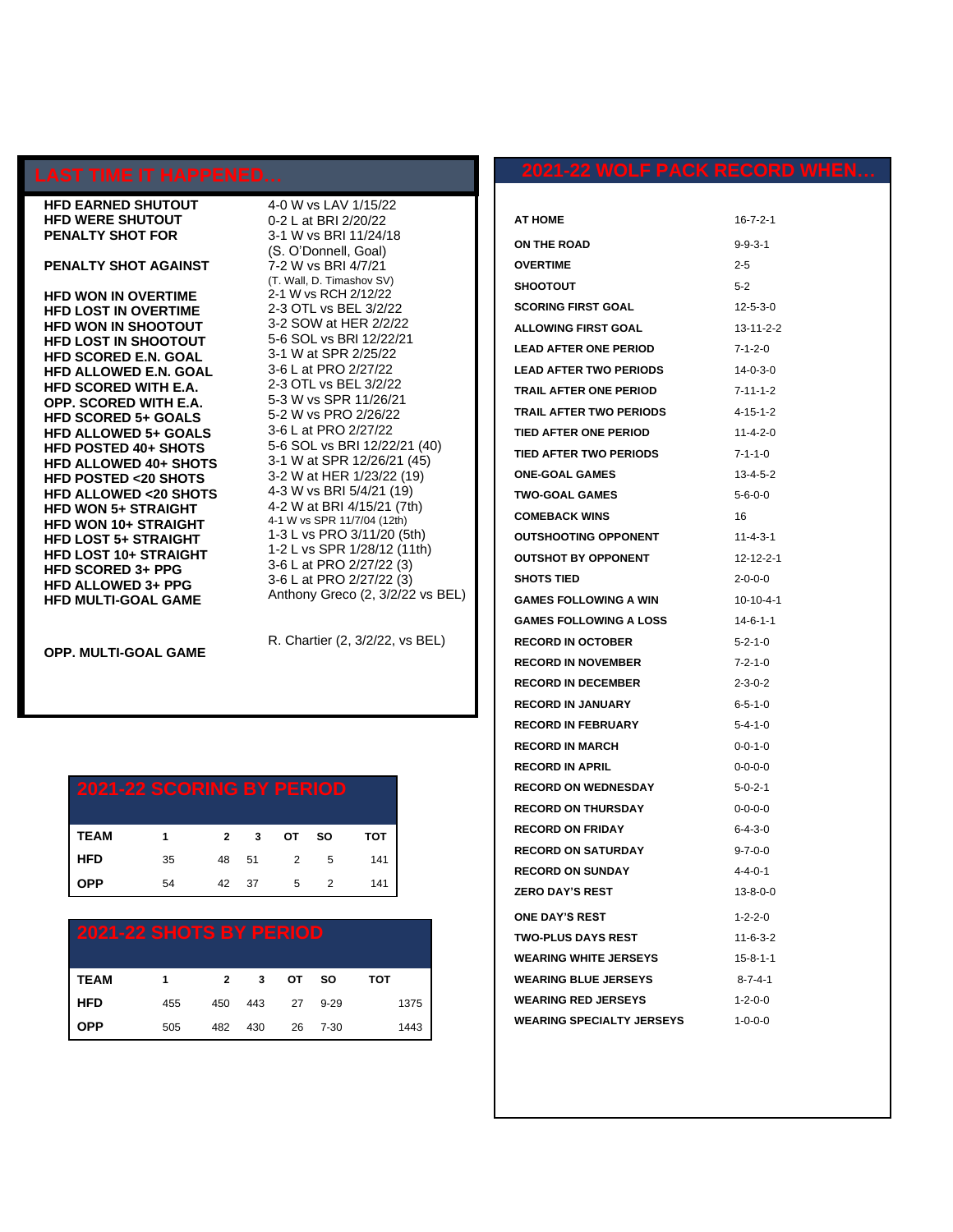## LAST TIME IT HAPPENED…

| | |
|---|---|
| **HFD EARNED SHUTOUT** | 4-0 W vs LAV 1/15/22 |
| **HFD WERE SHUTOUT** | 0-2 L at BRI 2/20/22 |
| **PENALTY SHOT FOR** | 3-1 W vs BRI 11/24/18 (S. O'Donnell, Goal) |
| **PENALTY SHOT AGAINST** | 7-2 W vs BRI 4/7/21 (T. Wall, D. Timashov SV) |
| **HFD WON IN OVERTIME** | 2-1 W vs RCH 2/12/22 |
| **HFD LOST IN OVERTIME** | 2-3 OTL vs BEL 3/2/22 |
| **HFD WON IN SHOOTOUT** | 3-2 SOW at HER 2/2/22 |
| **HFD LOST IN SHOOTOUT** | 5-6 SOL vs BRI 12/22/21 |
| **HFD SCORED E.N. GOAL** | 3-1 W at SPR 2/25/22 |
| **HFD ALLOWED E.N. GOAL** | 3-6 L at PRO 2/27/22 |
| **HFD SCORED WITH E.A.** | 2-3 OTL vs BEL 3/2/22 |
| **OPP. SCORED WITH E.A.** | 5-3 W vs SPR 11/26/21 |
| **HFD SCORED 5+ GOALS** | 5-2 W vs PRO 2/26/22 |
| **HFD ALLOWED 5+ GOALS** | 3-6 L at PRO 2/27/22 |
| **HFD POSTED 40+ SHOTS** | 5-6 SOL vs BRI 12/22/21 (40) |
| **HFD ALLOWED 40+ SHOTS** | 3-1 W at SPR 12/26/21 (45) |
| **HFD POSTED <20 SHOTS** | 3-2 W at HER 1/23/22 (19) |
| **HFD ALLOWED <20 SHOTS** | 4-3 W vs BRI 5/4/21 (19) |
| **HFD WON 5+ STRAIGHT** | 4-2 W at BRI 4/15/21 (7th) |
| **HFD WON 10+ STRAIGHT** | 4-1 W vs SPR 11/7/04 (12th) |
| **HFD LOST 5+ STRAIGHT** | 1-3 L vs PRO 3/11/20 (5th) |
| **HFD LOST 10+ STRAIGHT** | 1-2 L vs SPR 1/28/12 (11th) |
| **HFD SCORED 3+ PPG** | 3-6 L at PRO 2/27/22 (3) |
| **HFD ALLOWED 3+ PPG** | 3-6 L at PRO 2/27/22 (3) |
| **HFD MULTI-GOAL GAME** | Anthony Greco (2, 3/2/22 vs BEL) |
| **OPP. MULTI-GOAL GAME** | R. Chartier (2, 3/2/22, vs BEL) |

## 2021-22 SCORING BY PERIOD

| TEAM | 1 | 2 | 3 | OT | SO | TOT |
|---|---|---|---|---|---|---|
| HFD | 35 | 48 | 51 | 2 | 5 | 141 |
| OPP | 54 | 42 | 37 | 5 | 2 | 141 |

## 2021-22 SHOTS BY PERIOD

| TEAM | 1 | 2 | 3 | OT | SO | TOT |
|---|---|---|---|---|---|---|
| HFD | 455 | 450 | 443 | 27 | 9-29 | 1375 |
| OPP | 505 | 482 | 430 | 26 | 7-30 | 1443 |

## 2021-22 WOLF PACK RECORD WHEN…

| | |
|---|---|
| **AT HOME** | 16-7-2-1 |
| **ON THE ROAD** | 9-9-3-1 |
| **OVERTIME** | 2-5 |
| **SHOOTOUT** | 5-2 |
| **SCORING FIRST GOAL** | 12-5-3-0 |
| **ALLOWING FIRST GOAL** | 13-11-2-2 |
| **LEAD AFTER ONE PERIOD** | 7-1-2-0 |
| **LEAD AFTER TWO PERIODS** | 14-0-3-0 |
| **TRAIL AFTER ONE PERIOD** | 7-11-1-2 |
| **TRAIL AFTER TWO PERIODS** | 4-15-1-2 |
| **TIED AFTER ONE PERIOD** | 11-4-2-0 |
| **TIED AFTER TWO PERIODS** | 7-1-1-0 |
| **ONE-GOAL GAMES** | 13-4-5-2 |
| **TWO-GOAL GAMES** | 5-6-0-0 |
| **COMEBACK WINS** | 16 |
| **OUTSHOOTING OPPONENT** | 11-4-3-1 |
| **OUTSHOT BY OPPONENT** | 12-12-2-1 |
| **SHOTS TIED** | 2-0-0-0 |
| **GAMES FOLLOWING A WIN** | 10-10-4-1 |
| **GAMES FOLLOWING A LOSS** | 14-6-1-1 |
| **RECORD IN OCTOBER** | 5-2-1-0 |
| **RECORD IN NOVEMBER** | 7-2-1-0 |
| **RECORD IN DECEMBER** | 2-3-0-2 |
| **RECORD IN JANUARY** | 6-5-1-0 |
| **RECORD IN FEBRUARY** | 5-4-1-0 |
| **RECORD IN MARCH** | 0-0-1-0 |
| **RECORD IN APRIL** | 0-0-0-0 |
| **RECORD ON WEDNESDAY** | 5-0-2-1 |
| **RECORD ON THURSDAY** | 0-0-0-0 |
| **RECORD ON FRIDAY** | 6-4-3-0 |
| **RECORD ON SATURDAY** | 9-7-0-0 |
| **RECORD ON SUNDAY** | 4-4-0-1 |
| **ZERO DAY'S REST** | 13-8-0-0 |
| **ONE DAY'S REST** | 1-2-2-0 |
| **TWO-PLUS DAYS REST** | 11-6-3-2 |
| **WEARING WHITE JERSEYS** | 15-8-1-1 |
| **WEARING BLUE JERSEYS** | 8-7-4-1 |
| **WEARING RED JERSEYS** | 1-2-0-0 |
| **WEARING SPECIALTY JERSEYS** | 1-0-0-0 |